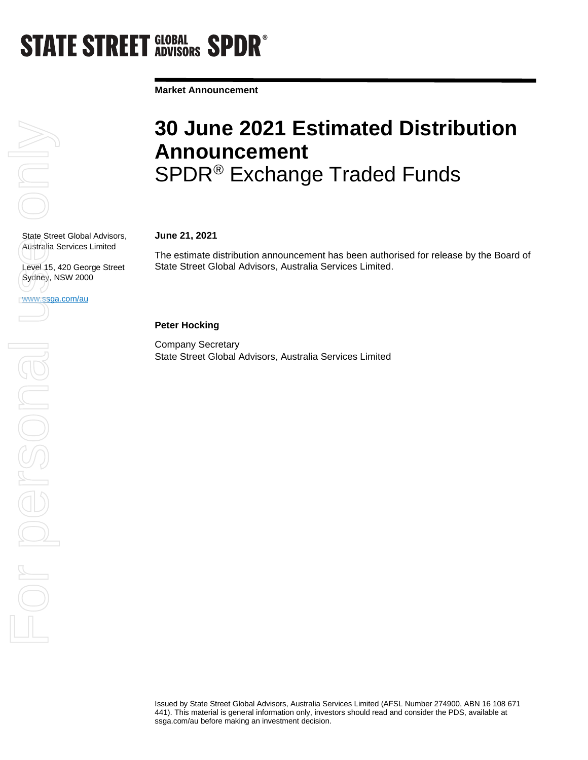STATE STREET GLOBAL ADVISORS SPDR®

**Market Announcement**

# 30 June 2021 Estimated Distribution Announcement

## SPDR® Exchange Traded Funds

State Street Global Advisors, Australia Services Limited

Level 15, 420 George Street
Sydney, NSW 2000

www.ssga.com/au

**June 21, 2021**

The estimate distribution announcement has been authorised for release by the Board of State Street Global Advisors, Australia Services Limited.

**Peter Hocking**

Company Secretary
State Street Global Advisors, Australia Services Limited

Issued by State Street Global Advisors, Australia Services Limited (AFSL Number 274900, ABN 16 108 671 441). This material is general information only, investors should read and consider the PDS, available at ssga.com/au before making an investment decision.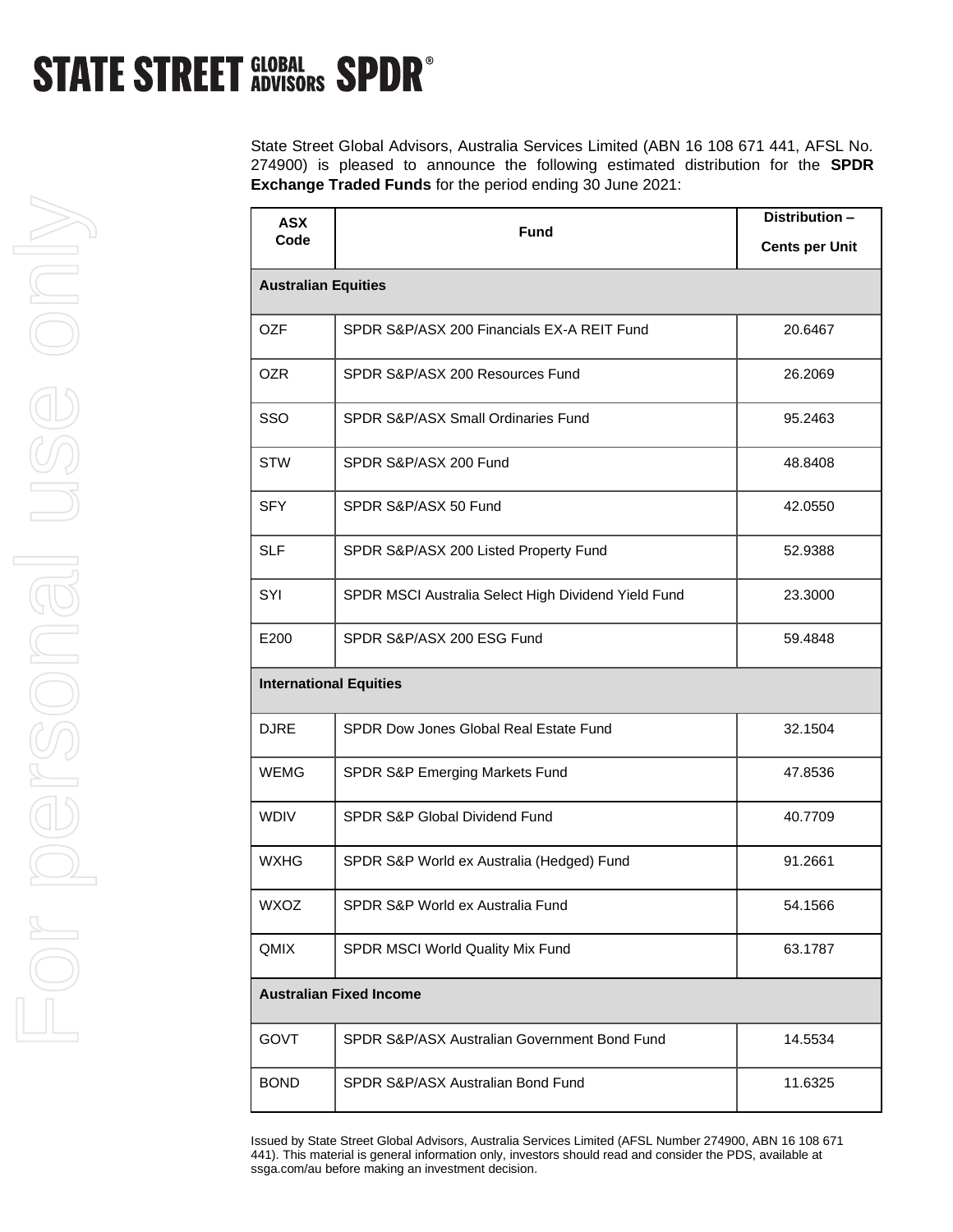**STATE STREET GLOBAL ADVISORS SPDR®**

State Street Global Advisors, Australia Services Limited (ABN 16 108 671 441, AFSL No. 274900) is pleased to announce the following estimated distribution for the **SPDR Exchange Traded Funds** for the period ending 30 June 2021:

| ASX Code | Fund | Distribution – Cents per Unit |
|---|---|---|
| **Australian Equities** | | |
| OZF | SPDR S&P/ASX 200 Financials EX-A REIT Fund | 20.6467 |
| OZR | SPDR S&P/ASX 200 Resources Fund | 26.2069 |
| SSO | SPDR S&P/ASX Small Ordinaries Fund | 95.2463 |
| STW | SPDR S&P/ASX 200 Fund | 48.8408 |
| SFY | SPDR S&P/ASX 50 Fund | 42.0550 |
| SLF | SPDR S&P/ASX 200 Listed Property Fund | 52.9388 |
| SYI | SPDR MSCI Australia Select High Dividend Yield Fund | 23.3000 |
| E200 | SPDR S&P/ASX 200 ESG Fund | 59.4848 |
| **International Equities** | | |
| DJRE | SPDR Dow Jones Global Real Estate Fund | 32.1504 |
| WEMG | SPDR S&P Emerging Markets Fund | 47.8536 |
| WDIV | SPDR S&P Global Dividend Fund | 40.7709 |
| WXHG | SPDR S&P World ex Australia (Hedged) Fund | 91.2661 |
| WXOZ | SPDR S&P World ex Australia Fund | 54.1566 |
| QMIX | SPDR MSCI World Quality Mix Fund | 63.1787 |
| **Australian Fixed Income** | | |
| GOVT | SPDR S&P/ASX Australian Government Bond Fund | 14.5534 |
| BOND | SPDR S&P/ASX Australian Bond Fund | 11.6325 |

Issued by State Street Global Advisors, Australia Services Limited (AFSL Number 274900, ABN 16 108 671 441). This material is general information only, investors should read and consider the PDS, available at ssga.com/au before making an investment decision.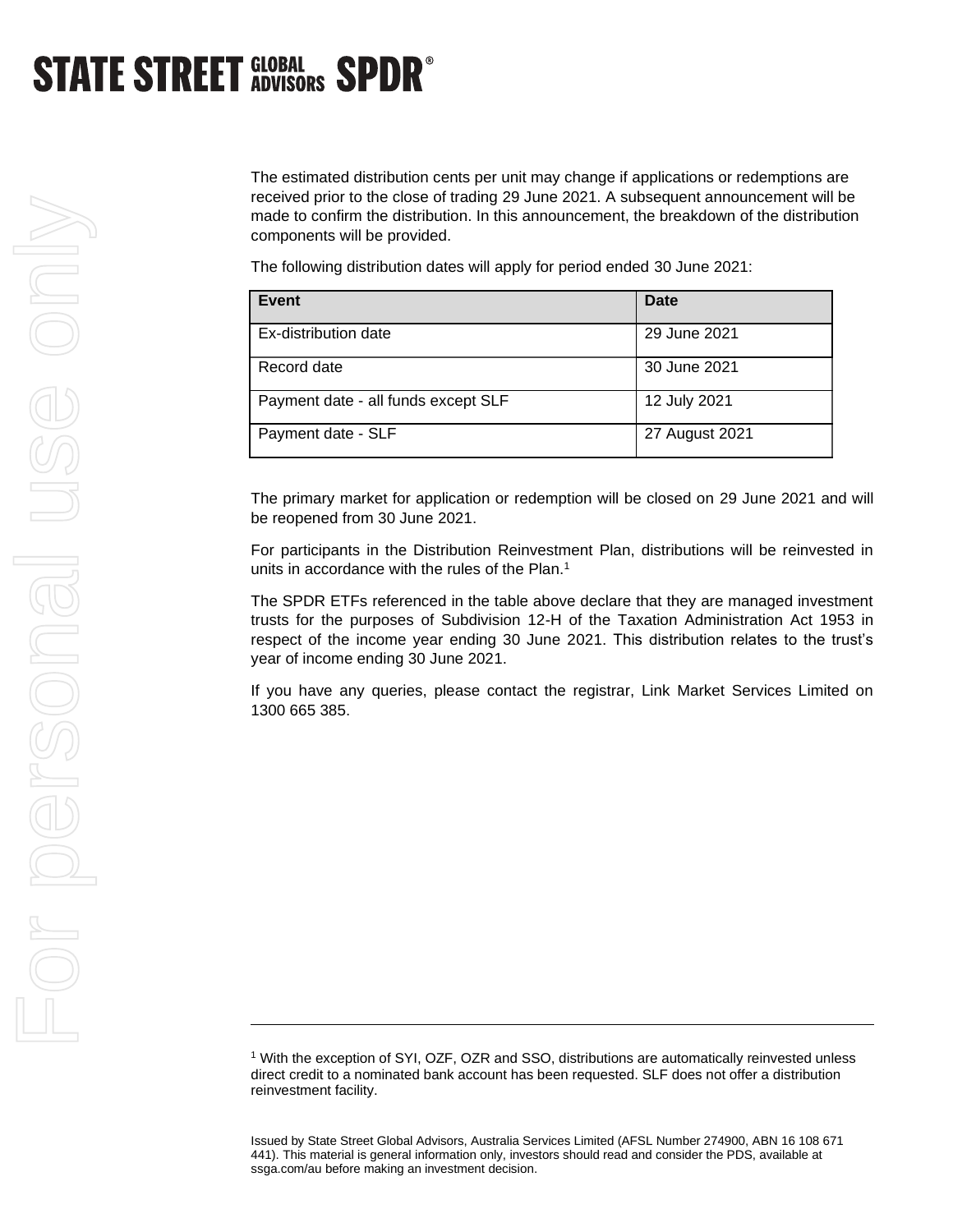The estimated distribution cents per unit may change if applications or redemptions are received prior to the close of trading 29 June 2021. A subsequent announcement will be made to confirm the distribution. In this announcement, the breakdown of the distribution components will be provided.

The following distribution dates will apply for period ended 30 June 2021:

| Event | Date |
| --- | --- |
| Ex-distribution date | 29 June 2021 |
| Record date | 30 June 2021 |
| Payment date - all funds except SLF | 12 July 2021 |
| Payment date - SLF | 27 August 2021 |

The primary market for application or redemption will be closed on 29 June 2021 and will be reopened from 30 June 2021.

For participants in the Distribution Reinvestment Plan, distributions will be reinvested in units in accordance with the rules of the Plan.[1]

The SPDR ETFs referenced in the table above declare that they are managed investment trusts for the purposes of Subdivision 12-H of the Taxation Administration Act 1953 in respect of the income year ending 30 June 2021. This distribution relates to the trust's year of income ending 30 June 2021.

If you have any queries, please contact the registrar, Link Market Services Limited on 1300 665 385.

---

[1] With the exception of SYI, OZF, OZR and SSO, distributions are automatically reinvested unless direct credit to a nominated bank account has been requested. SLF does not offer a distribution reinvestment facility.

Issued by State Street Global Advisors, Australia Services Limited (AFSL Number 274900, ABN 16 108 671 441). This material is general information only, investors should read and consider the PDS, available at ssga.com/au before making an investment decision.